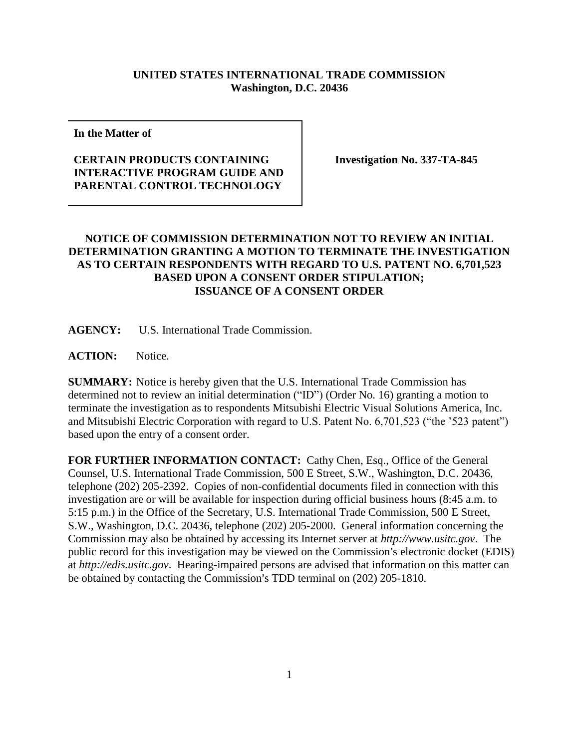**UNITED STATES INTERNATIONAL TRADE COMMISSION**
**Washington, D.C. 20436**

| **In the Matter of**<br><br>**CERTAIN PRODUCTS CONTAINING INTERACTIVE PROGRAM GUIDE AND PARENTAL CONTROL TECHNOLOGY** | **Investigation No. 337-TA-845** |
|---|---|

## NOTICE OF COMMISSION DETERMINATION NOT TO REVIEW AN INITIAL DETERMINATION GRANTING A MOTION TO TERMINATE THE INVESTIGATION AS TO CERTAIN RESPONDENTS WITH REGARD TO U.S. PATENT NO. 6,701,523 BASED UPON A CONSENT ORDER STIPULATION; ISSUANCE OF A CONSENT ORDER

**AGENCY:** U.S. International Trade Commission.

**ACTION:** Notice.

**SUMMARY:** Notice is hereby given that the U.S. International Trade Commission has determined not to review an initial determination ("ID") (Order No. 16) granting a motion to terminate the investigation as to respondents Mitsubishi Electric Visual Solutions America, Inc. and Mitsubishi Electric Corporation with regard to U.S. Patent No. 6,701,523 ("the '523 patent") based upon the entry of a consent order.

**FOR FURTHER INFORMATION CONTACT:** Cathy Chen, Esq., Office of the General Counsel, U.S. International Trade Commission, 500 E Street, S.W., Washington, D.C. 20436, telephone (202) 205-2392. Copies of non-confidential documents filed in connection with this investigation are or will be available for inspection during official business hours (8:45 a.m. to 5:15 p.m.) in the Office of the Secretary, U.S. International Trade Commission, 500 E Street, S.W., Washington, D.C. 20436, telephone (202) 205-2000. General information concerning the Commission may also be obtained by accessing its Internet server at *http://www.usitc.gov*. The public record for this investigation may be viewed on the Commission's electronic docket (EDIS) at *http://edis.usitc.gov*. Hearing-impaired persons are advised that information on this matter can be obtained by contacting the Commission's TDD terminal on (202) 205-1810.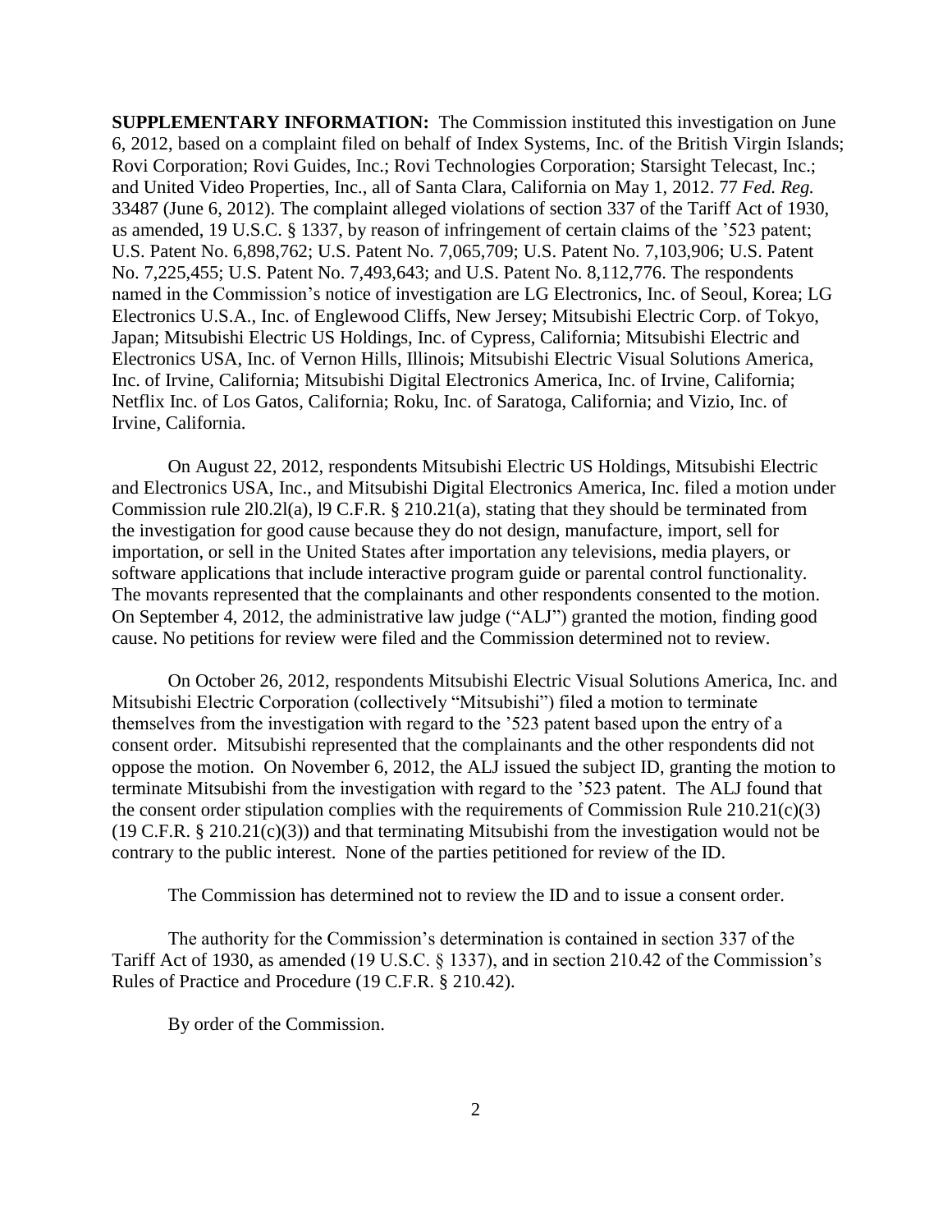**SUPPLEMENTARY INFORMATION:** The Commission instituted this investigation on June 6, 2012, based on a complaint filed on behalf of Index Systems, Inc. of the British Virgin Islands; Rovi Corporation; Rovi Guides, Inc.; Rovi Technologies Corporation; Starsight Telecast, Inc.; and United Video Properties, Inc., all of Santa Clara, California on May 1, 2012. 77 *Fed. Reg.* 33487 (June 6, 2012). The complaint alleged violations of section 337 of the Tariff Act of 1930, as amended, 19 U.S.C. § 1337, by reason of infringement of certain claims of the '523 patent; U.S. Patent No. 6,898,762; U.S. Patent No. 7,065,709; U.S. Patent No. 7,103,906; U.S. Patent No. 7,225,455; U.S. Patent No. 7,493,643; and U.S. Patent No. 8,112,776. The respondents named in the Commission's notice of investigation are LG Electronics, Inc. of Seoul, Korea; LG Electronics U.S.A., Inc. of Englewood Cliffs, New Jersey; Mitsubishi Electric Corp. of Tokyo, Japan; Mitsubishi Electric US Holdings, Inc. of Cypress, California; Mitsubishi Electric and Electronics USA, Inc. of Vernon Hills, Illinois; Mitsubishi Electric Visual Solutions America, Inc. of Irvine, California; Mitsubishi Digital Electronics America, Inc. of Irvine, California; Netflix Inc. of Los Gatos, California; Roku, Inc. of Saratoga, California; and Vizio, Inc. of Irvine, California.

On August 22, 2012, respondents Mitsubishi Electric US Holdings, Mitsubishi Electric and Electronics USA, Inc., and Mitsubishi Digital Electronics America, Inc. filed a motion under Commission rule 2l0.2l(a), l9 C.F.R. § 210.21(a), stating that they should be terminated from the investigation for good cause because they do not design, manufacture, import, sell for importation, or sell in the United States after importation any televisions, media players, or software applications that include interactive program guide or parental control functionality. The movants represented that the complainants and other respondents consented to the motion. On September 4, 2012, the administrative law judge ("ALJ") granted the motion, finding good cause. No petitions for review were filed and the Commission determined not to review.

On October 26, 2012, respondents Mitsubishi Electric Visual Solutions America, Inc. and Mitsubishi Electric Corporation (collectively "Mitsubishi") filed a motion to terminate themselves from the investigation with regard to the '523 patent based upon the entry of a consent order. Mitsubishi represented that the complainants and the other respondents did not oppose the motion. On November 6, 2012, the ALJ issued the subject ID, granting the motion to terminate Mitsubishi from the investigation with regard to the '523 patent. The ALJ found that the consent order stipulation complies with the requirements of Commission Rule 210.21(c)(3) (19 C.F.R. § 210.21(c)(3)) and that terminating Mitsubishi from the investigation would not be contrary to the public interest. None of the parties petitioned for review of the ID.

The Commission has determined not to review the ID and to issue a consent order.

The authority for the Commission's determination is contained in section 337 of the Tariff Act of 1930, as amended (19 U.S.C. § 1337), and in section 210.42 of the Commission's Rules of Practice and Procedure (19 C.F.R. § 210.42).

By order of the Commission.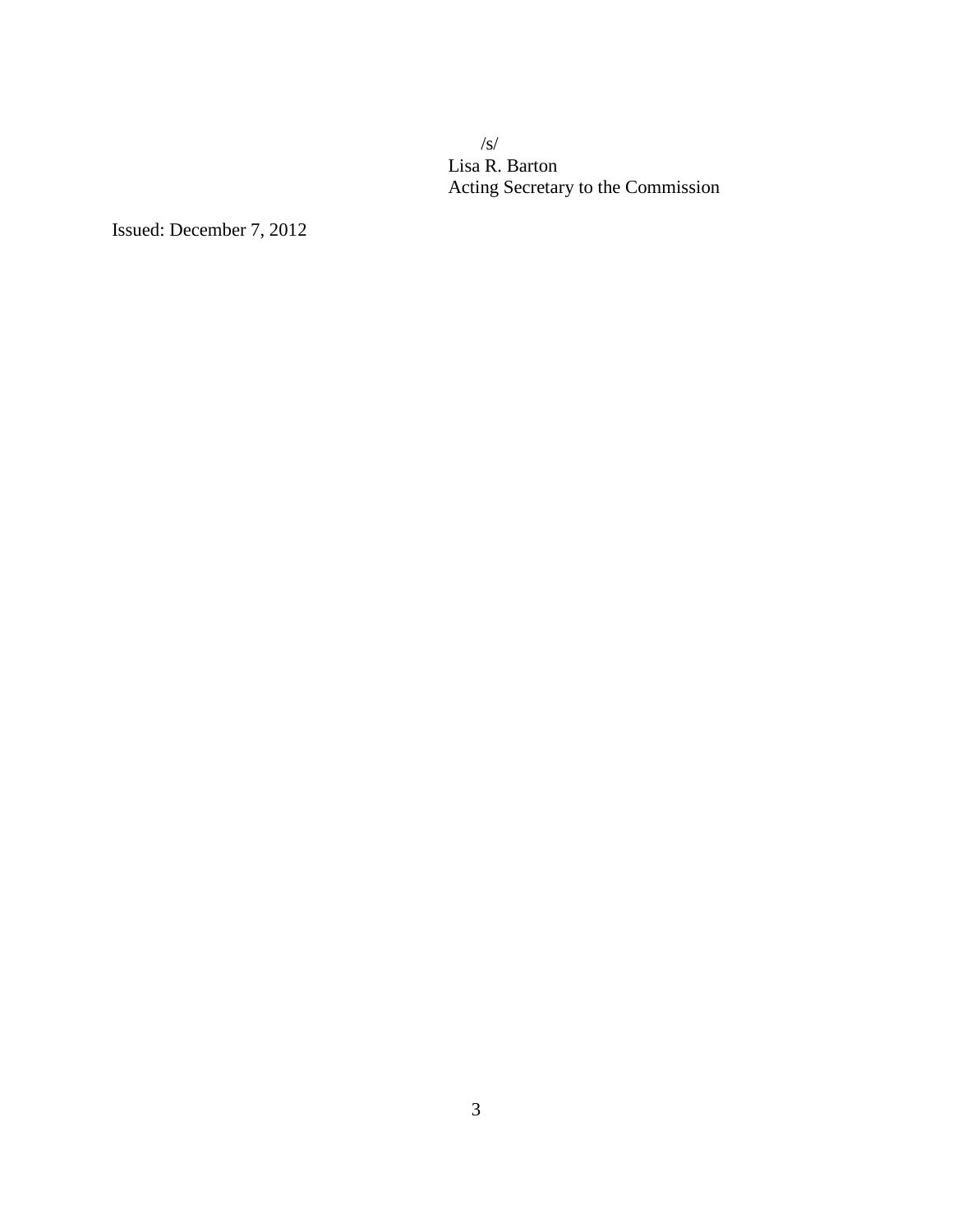/s/
Lisa R. Barton
Acting Secretary to the Commission

Issued: December 7, 2012